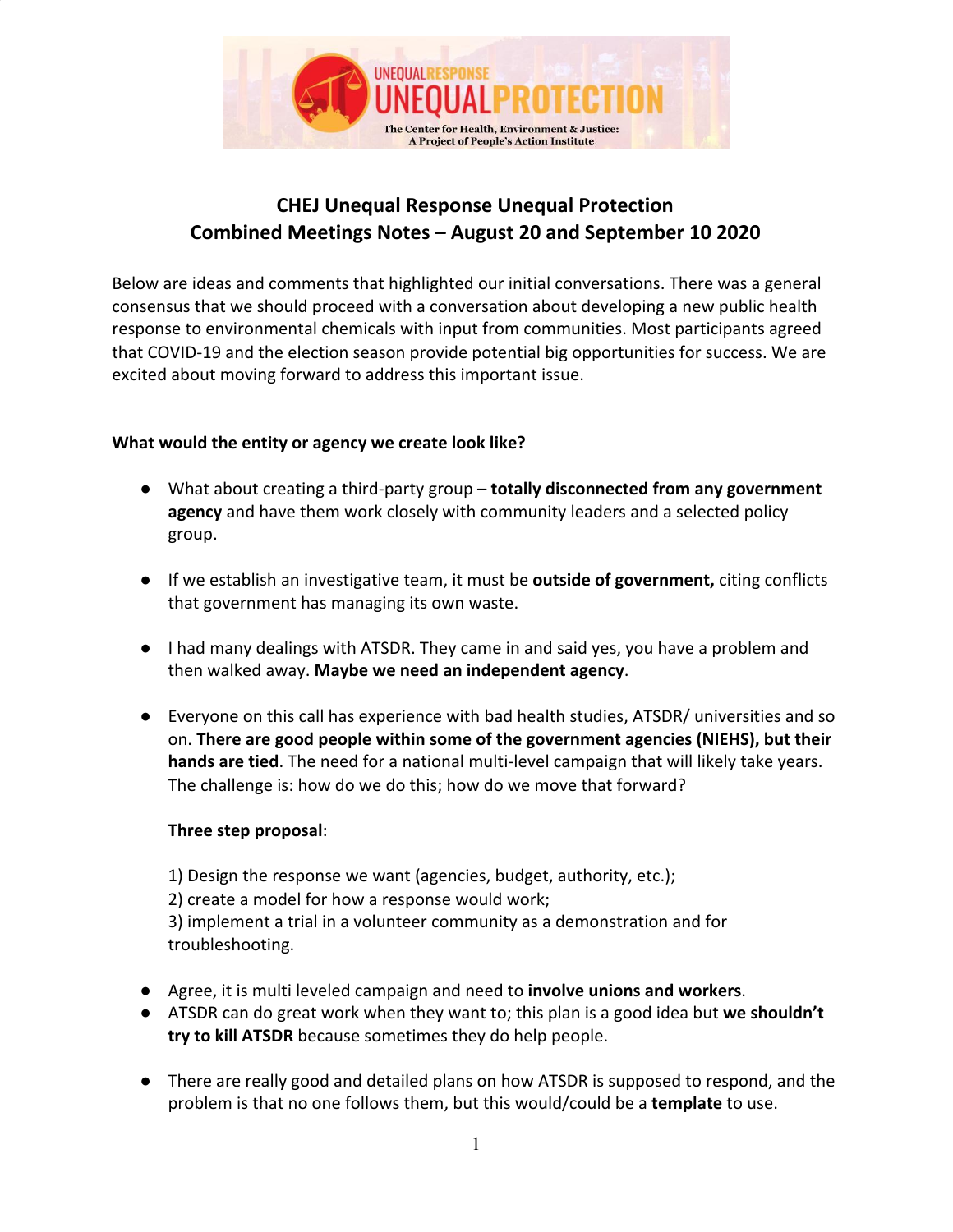# CHEJ Unequal Response Unequal Protection
# Combined Meetings Notes – August 20 and September 10 2020

Below are ideas and comments that highlighted our initial conversations. There was a general consensus that we should proceed with a conversation about developing a new public health response to environmental chemicals with input from communities. Most participants agreed that COVID-19 and the election season provide potential big opportunities for success. We are excited about moving forward to address this important issue.

**What would the entity or agency we create look like?**

- What about creating a third-party group – **totally disconnected from any government agency** and have them work closely with community leaders and a selected policy group.

- If we establish an investigative team, it must be **outside of government,** citing conflicts that government has managing its own waste.

- I had many dealings with ATSDR. They came in and said yes, you have a problem and then walked away. **Maybe we need an independent agency**.

- Everyone on this call has experience with bad health studies, ATSDR/ universities and so on. **There are good people within some of the government agencies (NIEHS), but their hands are tied**. The need for a national multi-level campaign that will likely take years. The challenge is: how do we do this; how do we move that forward?

  **Three step proposal**:

  1) Design the response we want (agencies, budget, authority, etc.);
  2) create a model for how a response would work;
  3) implement a trial in a volunteer community as a demonstration and for troubleshooting.

- Agree, it is multi leveled campaign and need to **involve unions and workers**.
- ATSDR can do great work when they want to; this plan is a good idea but **we shouldn't try to kill ATSDR** because sometimes they do help people.

- There are really good and detailed plans on how ATSDR is supposed to respond, and the problem is that no one follows them, but this would/could be a **template** to use.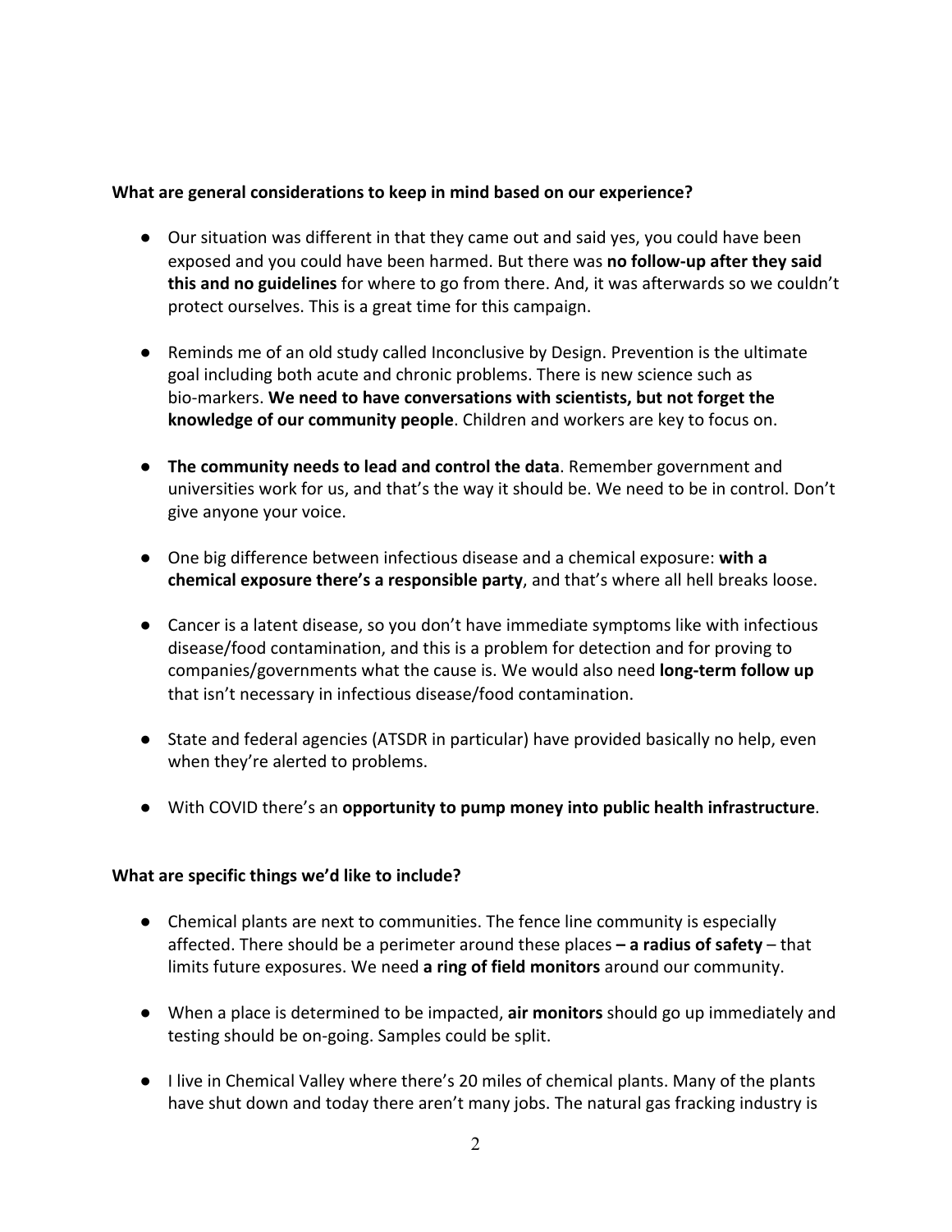**What are general considerations to keep in mind based on our experience?**

- Our situation was different in that they came out and said yes, you could have been exposed and you could have been harmed. But there was **no follow-up after they said this and no guidelines** for where to go from there. And, it was afterwards so we couldn't protect ourselves. This is a great time for this campaign.

- Reminds me of an old study called Inconclusive by Design. Prevention is the ultimate goal including both acute and chronic problems. There is new science such as bio-markers. **We need to have conversations with scientists, but not forget the knowledge of our community people**. Children and workers are key to focus on.

- **The community needs to lead and control the data**. Remember government and universities work for us, and that's the way it should be. We need to be in control. Don't give anyone your voice.

- One big difference between infectious disease and a chemical exposure: **with a chemical exposure there's a responsible party**, and that's where all hell breaks loose.

- Cancer is a latent disease, so you don't have immediate symptoms like with infectious disease/food contamination, and this is a problem for detection and for proving to companies/governments what the cause is. We would also need **long-term follow up** that isn't necessary in infectious disease/food contamination.

- State and federal agencies (ATSDR in particular) have provided basically no help, even when they're alerted to problems.

- With COVID there's an **opportunity to pump money into public health infrastructure**.

**What are specific things we'd like to include?**

- Chemical plants are next to communities. The fence line community is especially affected. There should be a perimeter around these places **– a radius of safety** – that limits future exposures. We need **a ring of field monitors** around our community.

- When a place is determined to be impacted, **air monitors** should go up immediately and testing should be on-going. Samples could be split.

- I live in Chemical Valley where there's 20 miles of chemical plants. Many of the plants have shut down and today there aren't many jobs. The natural gas fracking industry is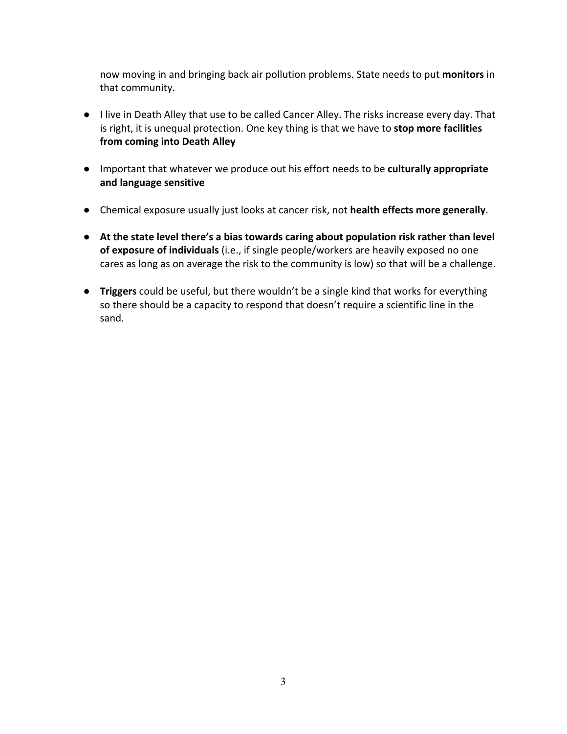now moving in and bringing back air pollution problems. State needs to put **monitors** in that community.

- I live in Death Alley that use to be called Cancer Alley. The risks increase every day. That is right, it is unequal protection. One key thing is that we have to **stop more facilities from coming into Death Alley**

- Important that whatever we produce out his effort needs to be **culturally appropriate and language sensitive**

- Chemical exposure usually just looks at cancer risk, not **health effects more generally**.

- **At the state level there's a bias towards caring about population risk rather than level of exposure of individuals** (i.e., if single people/workers are heavily exposed no one cares as long as on average the risk to the community is low) so that will be a challenge.

- **Triggers** could be useful, but there wouldn't be a single kind that works for everything so there should be a capacity to respond that doesn't require a scientific line in the sand.